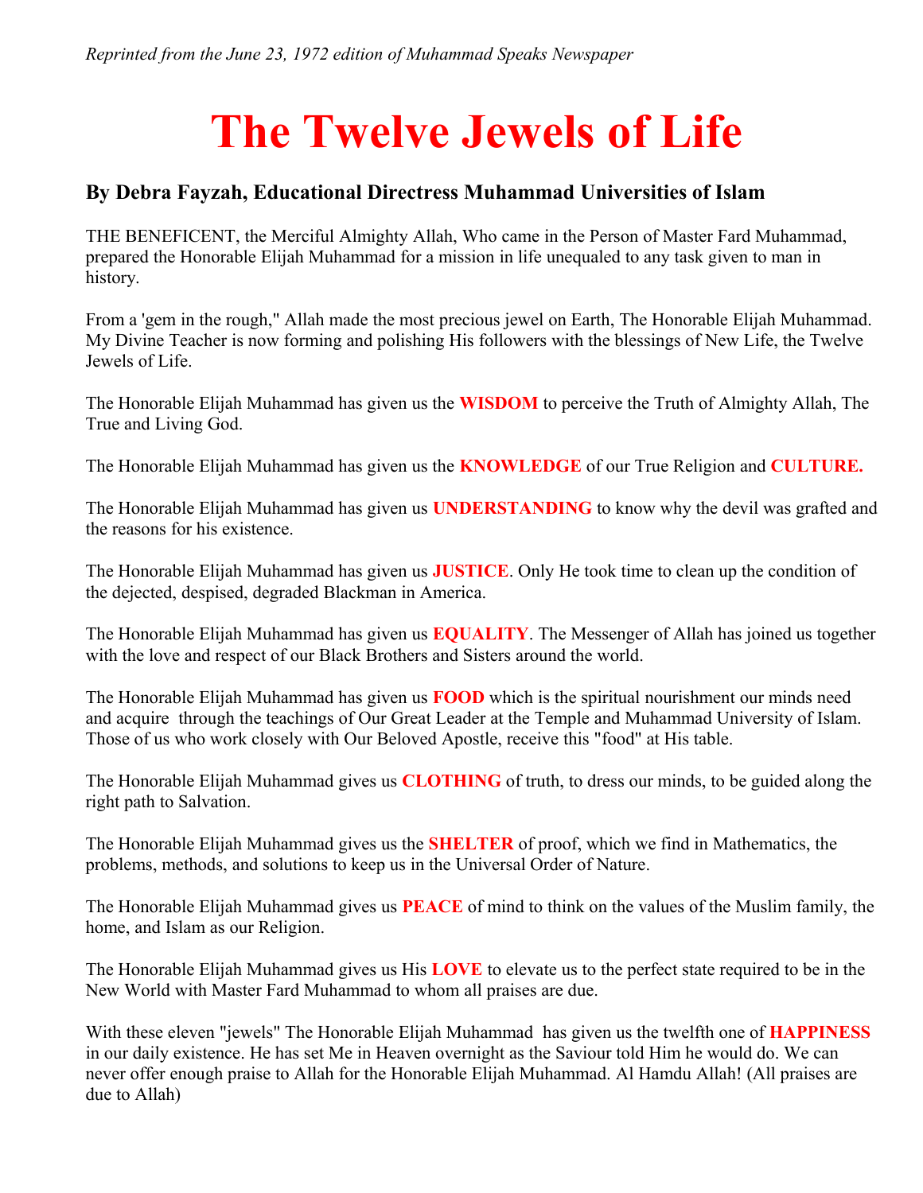*Reprinted from the June 23, 1972 edition of Muhammad Speaks Newspaper*

# The Twelve Jewels of Life

### By Debra Fayzah, Educational Directress Muhammad Universities of Islam

THE BENEFICENT, the Merciful Almighty Allah, Who came in the Person of Master Fard Muhammad, prepared the Honorable Elijah Muhammad for a mission in life unequaled to any task given to man in history.

From a 'gem in the rough," Allah made the most precious jewel on Earth, The Honorable Elijah Muhammad. My Divine Teacher is now forming and polishing His followers with the blessings of New Life, the Twelve Jewels of Life.

The Honorable Elijah Muhammad has given us the **WISDOM** to perceive the Truth of Almighty Allah, The True and Living God.

The Honorable Elijah Muhammad has given us the **KNOWLEDGE** of our True Religion and **CULTURE.**

The Honorable Elijah Muhammad has given us **UNDERSTANDING** to know why the devil was grafted and the reasons for his existence.

The Honorable Elijah Muhammad has given us **JUSTICE**. Only He took time to clean up the condition of the dejected, despised, degraded Blackman in America.

The Honorable Elijah Muhammad has given us **EQUALITY**. The Messenger of Allah has joined us together with the love and respect of our Black Brothers and Sisters around the world.

The Honorable Elijah Muhammad has given us **FOOD** which is the spiritual nourishment our minds need and acquire through the teachings of Our Great Leader at the Temple and Muhammad University of Islam. Those of us who work closely with Our Beloved Apostle, receive this "food" at His table.

The Honorable Elijah Muhammad gives us **CLOTHING** of truth, to dress our minds, to be guided along the right path to Salvation.

The Honorable Elijah Muhammad gives us the **SHELTER** of proof, which we find in Mathematics, the problems, methods, and solutions to keep us in the Universal Order of Nature.

The Honorable Elijah Muhammad gives us **PEACE** of mind to think on the values of the Muslim family, the home, and Islam as our Religion.

The Honorable Elijah Muhammad gives us His **LOVE** to elevate us to the perfect state required to be in the New World with Master Fard Muhammad to whom all praises are due.

With these eleven "jewels" The Honorable Elijah Muhammad has given us the twelfth one of **HAPPINESS** in our daily existence. He has set Me in Heaven overnight as the Saviour told Him he would do. We can never offer enough praise to Allah for the Honorable Elijah Muhammad. Al Hamdu Allah! (All praises are due to Allah)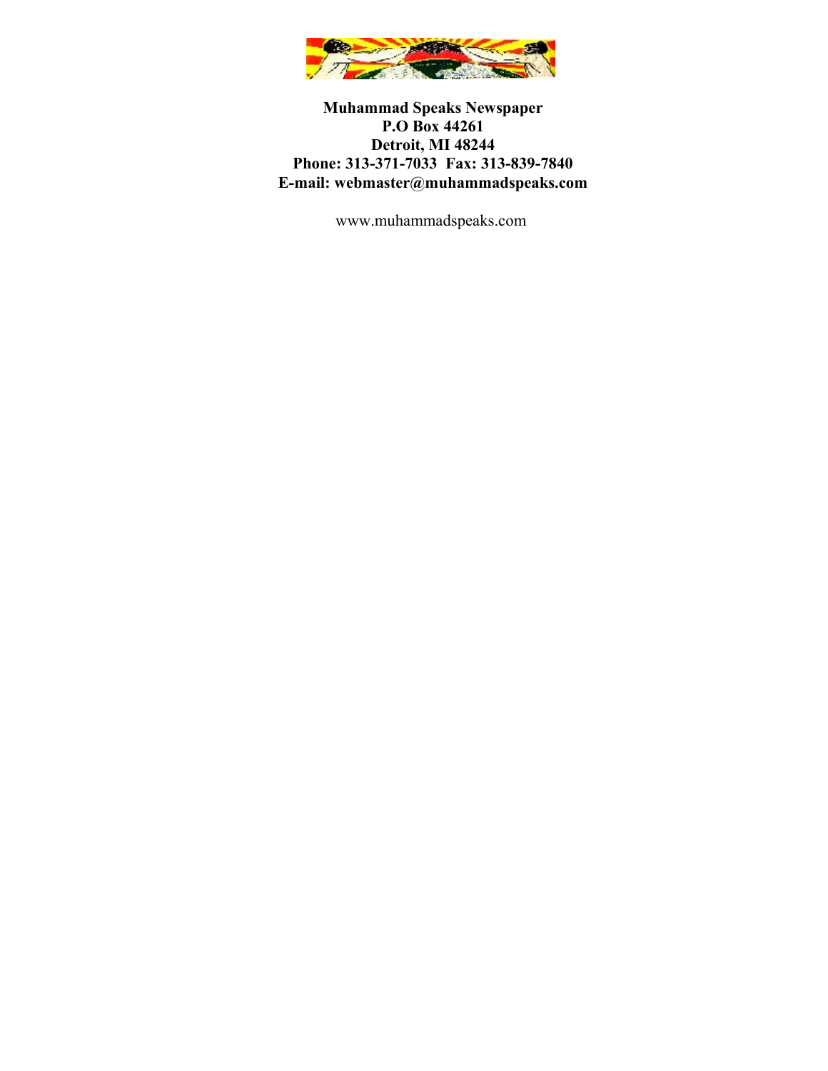**Muhammad Speaks Newspaper**
**P.O Box 44261**
**Detroit, MI 48244**
**Phone: 313-371-7033  Fax: 313-839-7840**
**E-mail: webmaster@muhammadspeaks.com**

www.muhammadspeaks.com